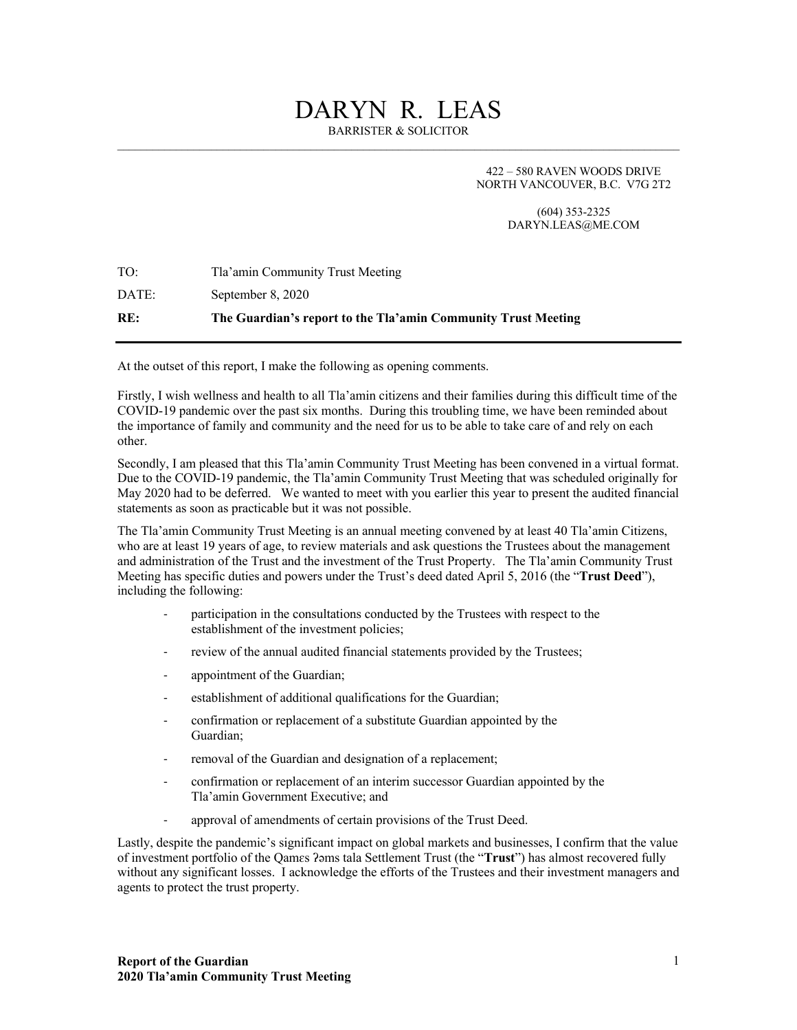# DARYN R. LEAS

BARRISTER & SOLICITOR

422 – 580 RAVEN WOODS DRIVE
NORTH VANCOUVER, B.C. V7G 2T2

(604) 353-2325
DARYN.LEAS@ME.COM

TO: Tla'amin Community Trust Meeting

DATE: September 8, 2020

**RE: The Guardian's report to the Tla'amin Community Trust Meeting**

---

At the outset of this report, I make the following as opening comments.

Firstly, I wish wellness and health to all Tla'amin citizens and their families during this difficult time of the COVID-19 pandemic over the past six months. During this troubling time, we have been reminded about the importance of family and community and the need for us to be able to take care of and rely on each other.

Secondly, I am pleased that this Tla'amin Community Trust Meeting has been convened in a virtual format. Due to the COVID-19 pandemic, the Tla'amin Community Trust Meeting that was scheduled originally for May 2020 had to be deferred. We wanted to meet with you earlier this year to present the audited financial statements as soon as practicable but it was not possible.

The Tla'amin Community Trust Meeting is an annual meeting convened by at least 40 Tla'amin Citizens, who are at least 19 years of age, to review materials and ask questions the Trustees about the management and administration of the Trust and the investment of the Trust Property. The Tla'amin Community Trust Meeting has specific duties and powers under the Trust's deed dated April 5, 2016 (the "**Trust Deed**"), including the following:

- participation in the consultations conducted by the Trustees with respect to the establishment of the investment policies;
- review of the annual audited financial statements provided by the Trustees;
- appointment of the Guardian;
- establishment of additional qualifications for the Guardian;
- confirmation or replacement of a substitute Guardian appointed by the Guardian;
- removal of the Guardian and designation of a replacement;
- confirmation or replacement of an interim successor Guardian appointed by the Tla'amin Government Executive; and
- approval of amendments of certain provisions of the Trust Deed.

Lastly, despite the pandemic's significant impact on global markets and businesses, I confirm that the value of investment portfolio of the Qamɛs ʔəms tala Settlement Trust (the "**Trust**") has almost recovered fully without any significant losses. I acknowledge the efforts of the Trustees and their investment managers and agents to protect the trust property.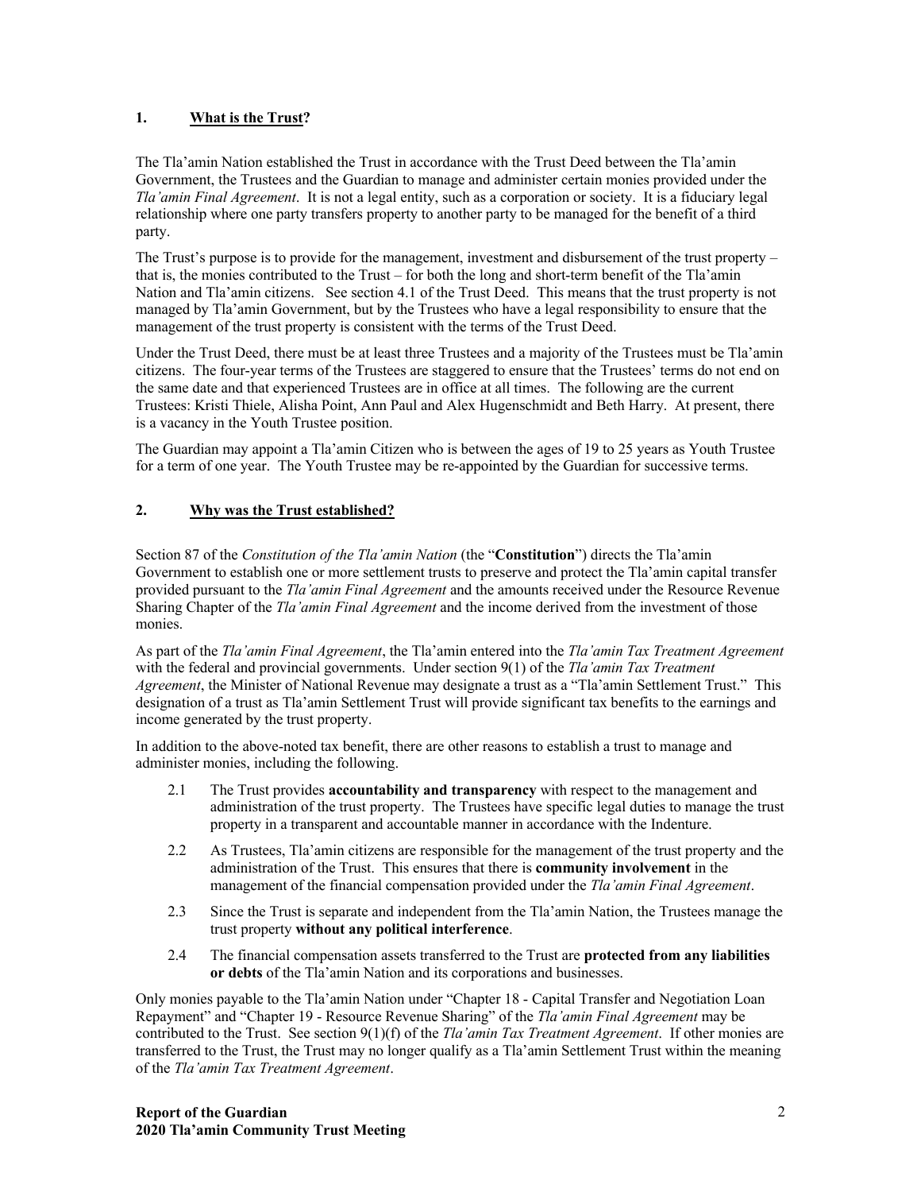## 1. What is the Trust?

The Tla'amin Nation established the Trust in accordance with the Trust Deed between the Tla'amin Government, the Trustees and the Guardian to manage and administer certain monies provided under the *Tla'amin Final Agreement*. It is not a legal entity, such as a corporation or society. It is a fiduciary legal relationship where one party transfers property to another party to be managed for the benefit of a third party.

The Trust's purpose is to provide for the management, investment and disbursement of the trust property – that is, the monies contributed to the Trust – for both the long and short-term benefit of the Tla'amin Nation and Tla'amin citizens. See section 4.1 of the Trust Deed. This means that the trust property is not managed by Tla'amin Government, but by the Trustees who have a legal responsibility to ensure that the management of the trust property is consistent with the terms of the Trust Deed.

Under the Trust Deed, there must be at least three Trustees and a majority of the Trustees must be Tla'amin citizens. The four-year terms of the Trustees are staggered to ensure that the Trustees' terms do not end on the same date and that experienced Trustees are in office at all times. The following are the current Trustees: Kristi Thiele, Alisha Point, Ann Paul and Alex Hugenschmidt and Beth Harry. At present, there is a vacancy in the Youth Trustee position.

The Guardian may appoint a Tla'amin Citizen who is between the ages of 19 to 25 years as Youth Trustee for a term of one year. The Youth Trustee may be re-appointed by the Guardian for successive terms.

## 2. Why was the Trust established?

Section 87 of the *Constitution of the Tla'amin Nation* (the "**Constitution**") directs the Tla'amin Government to establish one or more settlement trusts to preserve and protect the Tla'amin capital transfer provided pursuant to the *Tla'amin Final Agreement* and the amounts received under the Resource Revenue Sharing Chapter of the *Tla'amin Final Agreement* and the income derived from the investment of those monies.

As part of the *Tla'amin Final Agreement*, the Tla'amin entered into the *Tla'amin Tax Treatment Agreement* with the federal and provincial governments. Under section 9(1) of the *Tla'amin Tax Treatment Agreement*, the Minister of National Revenue may designate a trust as a "Tla'amin Settlement Trust." This designation of a trust as Tla'amin Settlement Trust will provide significant tax benefits to the earnings and income generated by the trust property.

In addition to the above-noted tax benefit, there are other reasons to establish a trust to manage and administer monies, including the following.

2.1 The Trust provides **accountability and transparency** with respect to the management and administration of the trust property. The Trustees have specific legal duties to manage the trust property in a transparent and accountable manner in accordance with the Indenture.

2.2 As Trustees, Tla'amin citizens are responsible for the management of the trust property and the administration of the Trust. This ensures that there is **community involvement** in the management of the financial compensation provided under the *Tla'amin Final Agreement*.

2.3 Since the Trust is separate and independent from the Tla'amin Nation, the Trustees manage the trust property **without any political interference**.

2.4 The financial compensation assets transferred to the Trust are **protected from any liabilities or debts** of the Tla'amin Nation and its corporations and businesses.

Only monies payable to the Tla'amin Nation under "Chapter 18 - Capital Transfer and Negotiation Loan Repayment" and "Chapter 19 - Resource Revenue Sharing" of the *Tla'amin Final Agreement* may be contributed to the Trust. See section 9(1)(f) of the *Tla'amin Tax Treatment Agreement*. If other monies are transferred to the Trust, the Trust may no longer qualify as a Tla'amin Settlement Trust within the meaning of the *Tla'amin Tax Treatment Agreement*.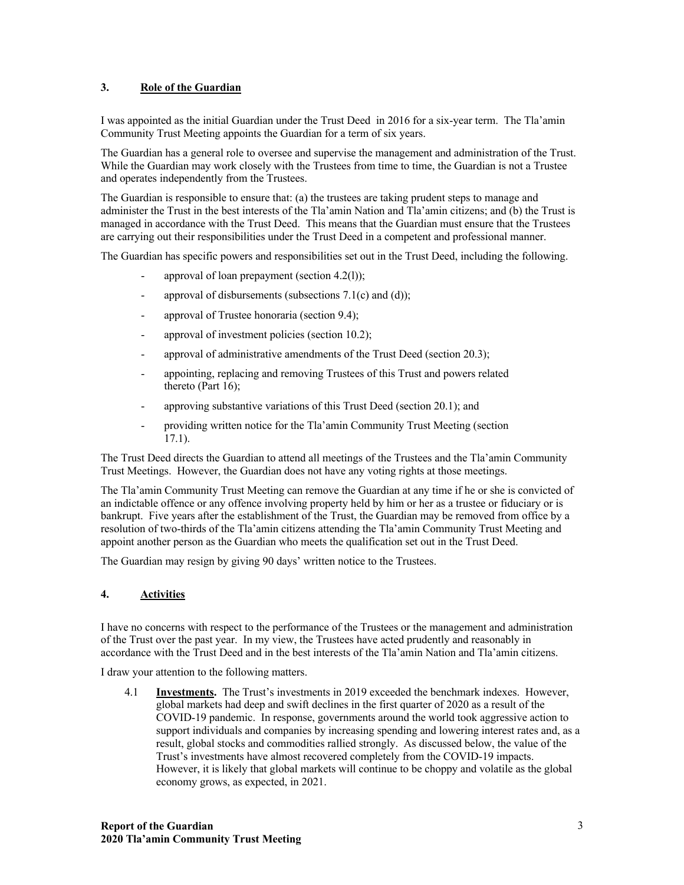## 3. Role of the Guardian

I was appointed as the initial Guardian under the Trust Deed in 2016 for a six-year term. The Tla'amin Community Trust Meeting appoints the Guardian for a term of six years.

The Guardian has a general role to oversee and supervise the management and administration of the Trust. While the Guardian may work closely with the Trustees from time to time, the Guardian is not a Trustee and operates independently from the Trustees.

The Guardian is responsible to ensure that: (a) the trustees are taking prudent steps to manage and administer the Trust in the best interests of the Tla'amin Nation and Tla'amin citizens; and (b) the Trust is managed in accordance with the Trust Deed. This means that the Guardian must ensure that the Trustees are carrying out their responsibilities under the Trust Deed in a competent and professional manner.

The Guardian has specific powers and responsibilities set out in the Trust Deed, including the following.

- approval of loan prepayment (section 4.2(l));
- approval of disbursements (subsections 7.1(c) and (d));
- approval of Trustee honoraria (section 9.4);
- approval of investment policies (section 10.2);
- approval of administrative amendments of the Trust Deed (section 20.3);
- appointing, replacing and removing Trustees of this Trust and powers related thereto (Part 16);
- approving substantive variations of this Trust Deed (section 20.1); and
- providing written notice for the Tla'amin Community Trust Meeting (section 17.1).

The Trust Deed directs the Guardian to attend all meetings of the Trustees and the Tla'amin Community Trust Meetings. However, the Guardian does not have any voting rights at those meetings.

The Tla'amin Community Trust Meeting can remove the Guardian at any time if he or she is convicted of an indictable offence or any offence involving property held by him or her as a trustee or fiduciary or is bankrupt. Five years after the establishment of the Trust, the Guardian may be removed from office by a resolution of two-thirds of the Tla'amin citizens attending the Tla'amin Community Trust Meeting and appoint another person as the Guardian who meets the qualification set out in the Trust Deed.

The Guardian may resign by giving 90 days' written notice to the Trustees.

## 4. Activities

I have no concerns with respect to the performance of the Trustees or the management and administration of the Trust over the past year. In my view, the Trustees have acted prudently and reasonably in accordance with the Trust Deed and in the best interests of the Tla'amin Nation and Tla'amin citizens.

I draw your attention to the following matters.

4.1 **Investments.** The Trust's investments in 2019 exceeded the benchmark indexes. However, global markets had deep and swift declines in the first quarter of 2020 as a result of the COVID-19 pandemic. In response, governments around the world took aggressive action to support individuals and companies by increasing spending and lowering interest rates and, as a result, global stocks and commodities rallied strongly. As discussed below, the value of the Trust's investments have almost recovered completely from the COVID-19 impacts. However, it is likely that global markets will continue to be choppy and volatile as the global economy grows, as expected, in 2021.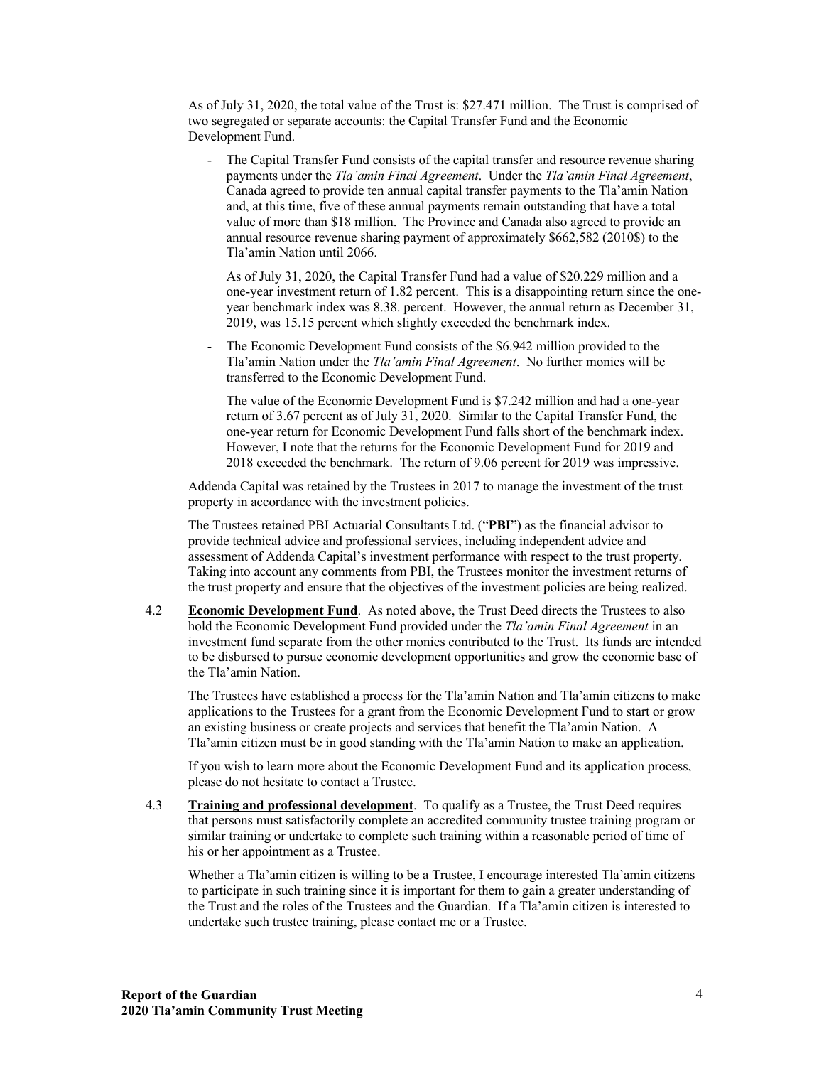As of July 31, 2020, the total value of the Trust is: $27.471 million. The Trust is comprised of two segregated or separate accounts: the Capital Transfer Fund and the Economic Development Fund.

- The Capital Transfer Fund consists of the capital transfer and resource revenue sharing payments under the *Tla'amin Final Agreement*. Under the *Tla'amin Final Agreement*, Canada agreed to provide ten annual capital transfer payments to the Tla'amin Nation and, at this time, five of these annual payments remain outstanding that have a total value of more than $18 million. The Province and Canada also agreed to provide an annual resource revenue sharing payment of approximately $662,582 (2010$) to the Tla'amin Nation until 2066.

  As of July 31, 2020, the Capital Transfer Fund had a value of $20.229 million and a one-year investment return of 1.82 percent. This is a disappointing return since the one-year benchmark index was 8.38. percent. However, the annual return as December 31, 2019, was 15.15 percent which slightly exceeded the benchmark index.

- The Economic Development Fund consists of the $6.942 million provided to the Tla'amin Nation under the *Tla'amin Final Agreement*. No further monies will be transferred to the Economic Development Fund.

  The value of the Economic Development Fund is $7.242 million and had a one-year return of 3.67 percent as of July 31, 2020. Similar to the Capital Transfer Fund, the one-year return for Economic Development Fund falls short of the benchmark index. However, I note that the returns for the Economic Development Fund for 2019 and 2018 exceeded the benchmark. The return of 9.06 percent for 2019 was impressive.

Addenda Capital was retained by the Trustees in 2017 to manage the investment of the trust property in accordance with the investment policies.

The Trustees retained PBI Actuarial Consultants Ltd. ("**PBI**") as the financial advisor to provide technical advice and professional services, including independent advice and assessment of Addenda Capital's investment performance with respect to the trust property. Taking into account any comments from PBI, the Trustees monitor the investment returns of the trust property and ensure that the objectives of the investment policies are being realized.

4.2 **Economic Development Fund**. As noted above, the Trust Deed directs the Trustees to also hold the Economic Development Fund provided under the *Tla'amin Final Agreement* in an investment fund separate from the other monies contributed to the Trust. Its funds are intended to be disbursed to pursue economic development opportunities and grow the economic base of the Tla'amin Nation.

The Trustees have established a process for the Tla'amin Nation and Tla'amin citizens to make applications to the Trustees for a grant from the Economic Development Fund to start or grow an existing business or create projects and services that benefit the Tla'amin Nation. A Tla'amin citizen must be in good standing with the Tla'amin Nation to make an application.

If you wish to learn more about the Economic Development Fund and its application process, please do not hesitate to contact a Trustee.

4.3 **Training and professional development**. To qualify as a Trustee, the Trust Deed requires that persons must satisfactorily complete an accredited community trustee training program or similar training or undertake to complete such training within a reasonable period of time of his or her appointment as a Trustee.

Whether a Tla'amin citizen is willing to be a Trustee, I encourage interested Tla'amin citizens to participate in such training since it is important for them to gain a greater understanding of the Trust and the roles of the Trustees and the Guardian. If a Tla'amin citizen is interested to undertake such trustee training, please contact me or a Trustee.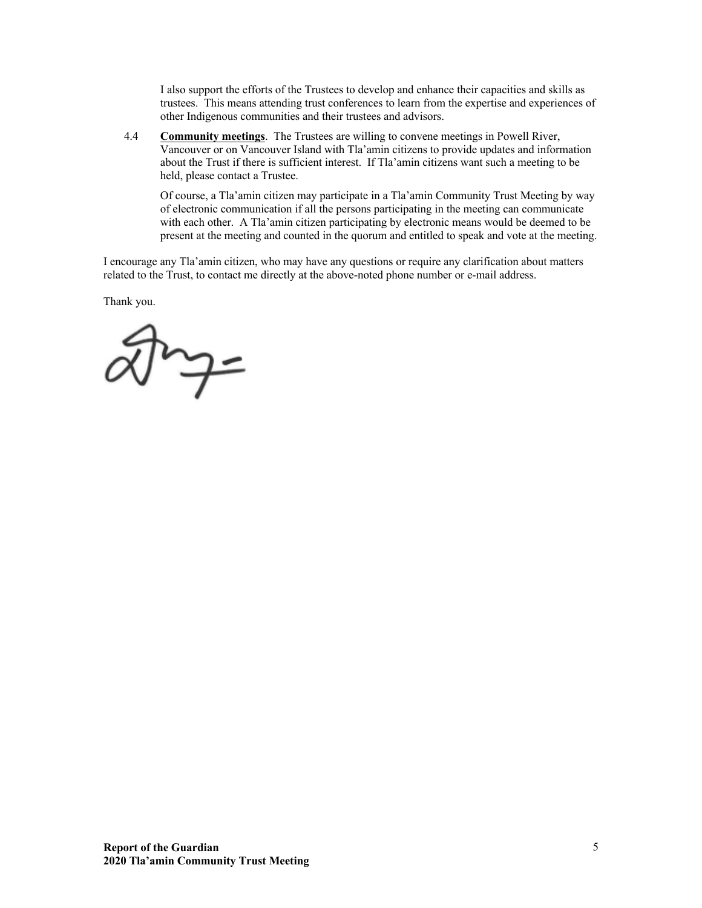I also support the efforts of the Trustees to develop and enhance their capacities and skills as trustees. This means attending trust conferences to learn from the expertise and experiences of other Indigenous communities and their trustees and advisors.

4.4 **Community meetings**. The Trustees are willing to convene meetings in Powell River, Vancouver or on Vancouver Island with Tla'amin citizens to provide updates and information about the Trust if there is sufficient interest. If Tla'amin citizens want such a meeting to be held, please contact a Trustee.

Of course, a Tla'amin citizen may participate in a Tla'amin Community Trust Meeting by way of electronic communication if all the persons participating in the meeting can communicate with each other. A Tla'amin citizen participating by electronic means would be deemed to be present at the meeting and counted in the quorum and entitled to speak and vote at the meeting.

I encourage any Tla'amin citizen, who may have any questions or require any clarification about matters related to the Trust, to contact me directly at the above-noted phone number or e-mail address.

Thank you.